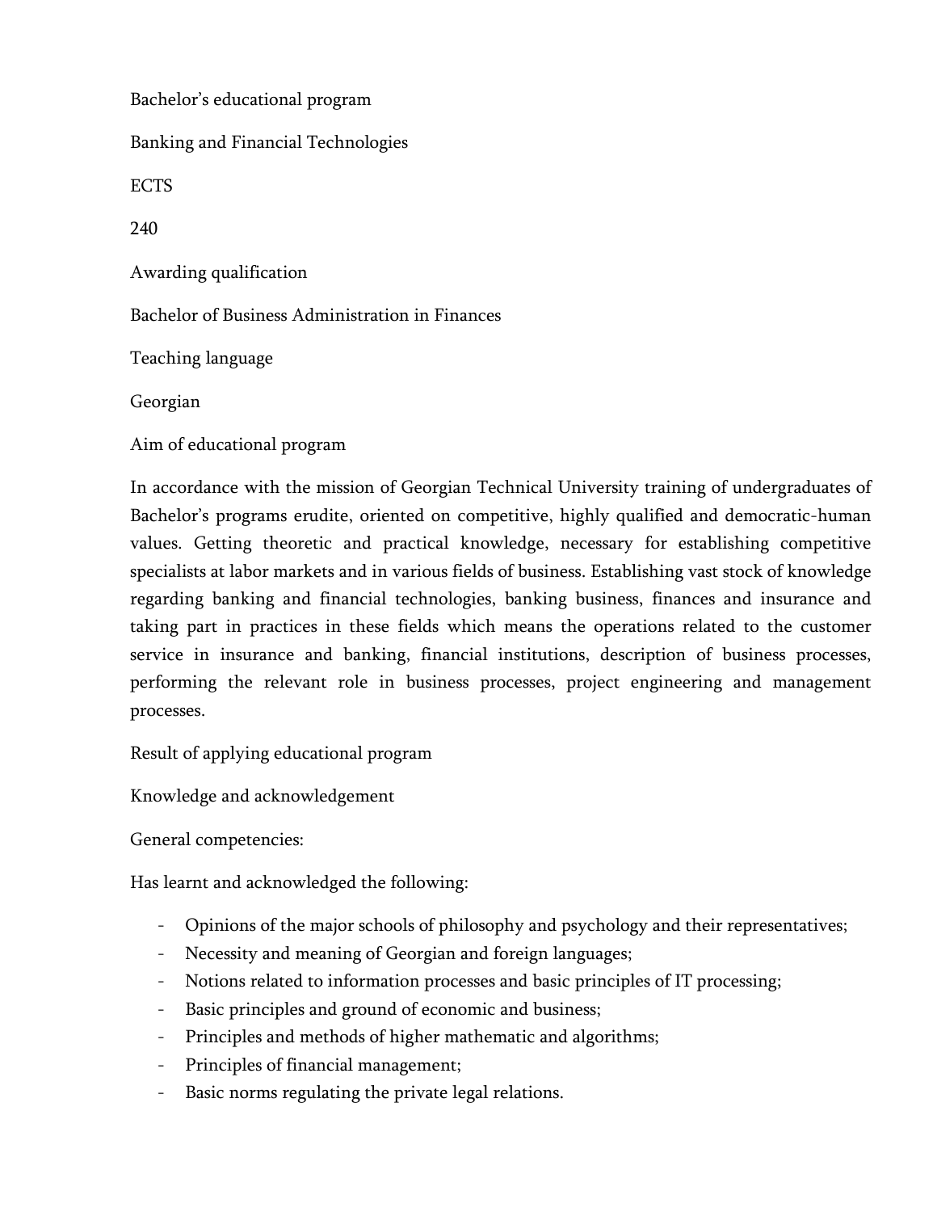Bachelor's educational program

Banking and Financial Technologies

ECTS

240

Awarding qualification

Bachelor of Business Administration in Finances

Teaching language

Georgian

Aim of educational program

In accordance with the mission of Georgian Technical University training of undergraduates of Bachelor's programs erudite, oriented on competitive, highly qualified and democratic-human values. Getting theoretic and practical knowledge, necessary for establishing competitive specialists at labor markets and in various fields of business. Establishing vast stock of knowledge regarding banking and financial technologies, banking business, finances and insurance and taking part in practices in these fields which means the operations related to the customer service in insurance and banking, financial institutions, description of business processes, performing the relevant role in business processes, project engineering and management processes.

Result of applying educational program

Knowledge and acknowledgement

General competencies:

Has learnt and acknowledged the following:

- Opinions of the major schools of philosophy and psychology and their representatives;
- Necessity and meaning of Georgian and foreign languages;
- Notions related to information processes and basic principles of IT processing;
- Basic principles and ground of economic and business;
- Principles and methods of higher mathematic and algorithms;
- Principles of financial management;
- Basic norms regulating the private legal relations.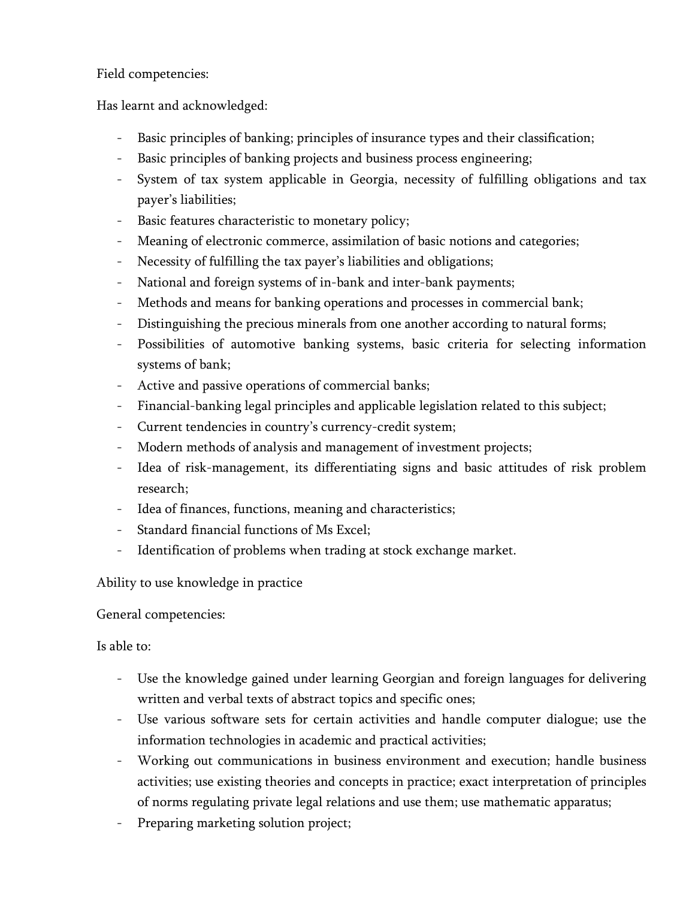Field competencies:

Has learnt and acknowledged:

- Basic principles of banking; principles of insurance types and their classification;
- Basic principles of banking projects and business process engineering;
- System of tax system applicable in Georgia, necessity of fulfilling obligations and tax payer's liabilities;
- Basic features characteristic to monetary policy;
- Meaning of electronic commerce, assimilation of basic notions and categories;
- Necessity of fulfilling the tax payer's liabilities and obligations;
- National and foreign systems of in-bank and inter-bank payments;
- Methods and means for banking operations and processes in commercial bank;
- Distinguishing the precious minerals from one another according to natural forms;
- Possibilities of automotive banking systems, basic criteria for selecting information systems of bank;
- Active and passive operations of commercial banks;
- Financial-banking legal principles and applicable legislation related to this subject;
- Current tendencies in country's currency-credit system;
- Modern methods of analysis and management of investment projects;
- Idea of risk-management, its differentiating signs and basic attitudes of risk problem research;
- Idea of finances, functions, meaning and characteristics;
- Standard financial functions of Ms Excel;
- Identification of problems when trading at stock exchange market.

Ability to use knowledge in practice

General competencies:

Is able to:

- Use the knowledge gained under learning Georgian and foreign languages for delivering written and verbal texts of abstract topics and specific ones;
- Use various software sets for certain activities and handle computer dialogue; use the information technologies in academic and practical activities;
- Working out communications in business environment and execution; handle business activities; use existing theories and concepts in practice; exact interpretation of principles of norms regulating private legal relations and use them; use mathematic apparatus;
- Preparing marketing solution project;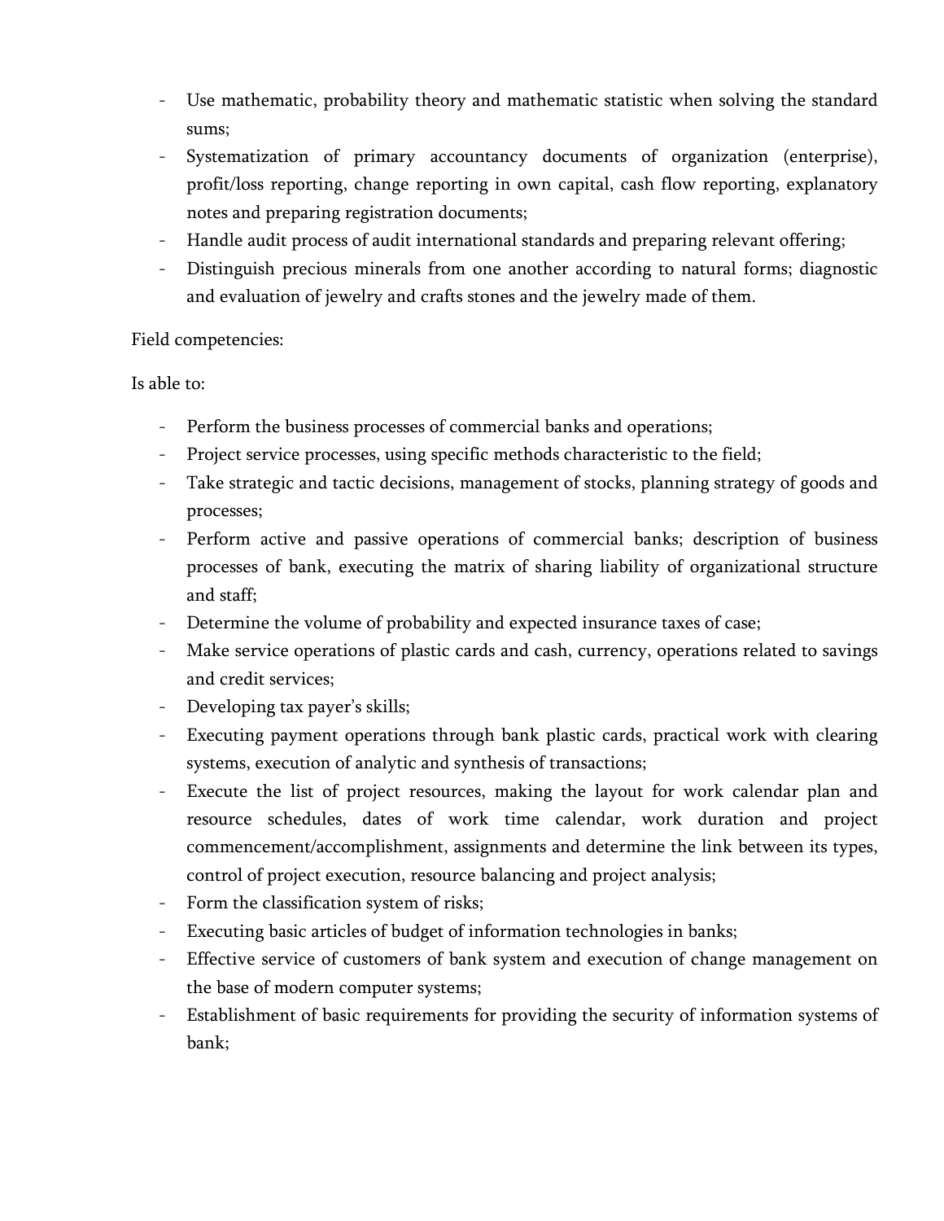- Use mathematic, probability theory and mathematic statistic when solving the standard sums;
- Systematization of primary accountancy documents of organization (enterprise), profit/loss reporting, change reporting in own capital, cash flow reporting, explanatory notes and preparing registration documents;
- Handle audit process of audit international standards and preparing relevant offering;
- Distinguish precious minerals from one another according to natural forms; diagnostic and evaluation of jewelry and crafts stones and the jewelry made of them.

Field competencies:

Is able to:

- Perform the business processes of commercial banks and operations;
- Project service processes, using specific methods characteristic to the field;
- Take strategic and tactic decisions, management of stocks, planning strategy of goods and processes;
- Perform active and passive operations of commercial banks; description of business processes of bank, executing the matrix of sharing liability of organizational structure and staff;
- Determine the volume of probability and expected insurance taxes of case;
- Make service operations of plastic cards and cash, currency, operations related to savings and credit services;
- Developing tax payer's skills;
- Executing payment operations through bank plastic cards, practical work with clearing systems, execution of analytic and synthesis of transactions;
- Execute the list of project resources, making the layout for work calendar plan and resource schedules, dates of work time calendar, work duration and project commencement/accomplishment, assignments and determine the link between its types, control of project execution, resource balancing and project analysis;
- Form the classification system of risks;
- Executing basic articles of budget of information technologies in banks;
- Effective service of customers of bank system and execution of change management on the base of modern computer systems;
- Establishment of basic requirements for providing the security of information systems of bank;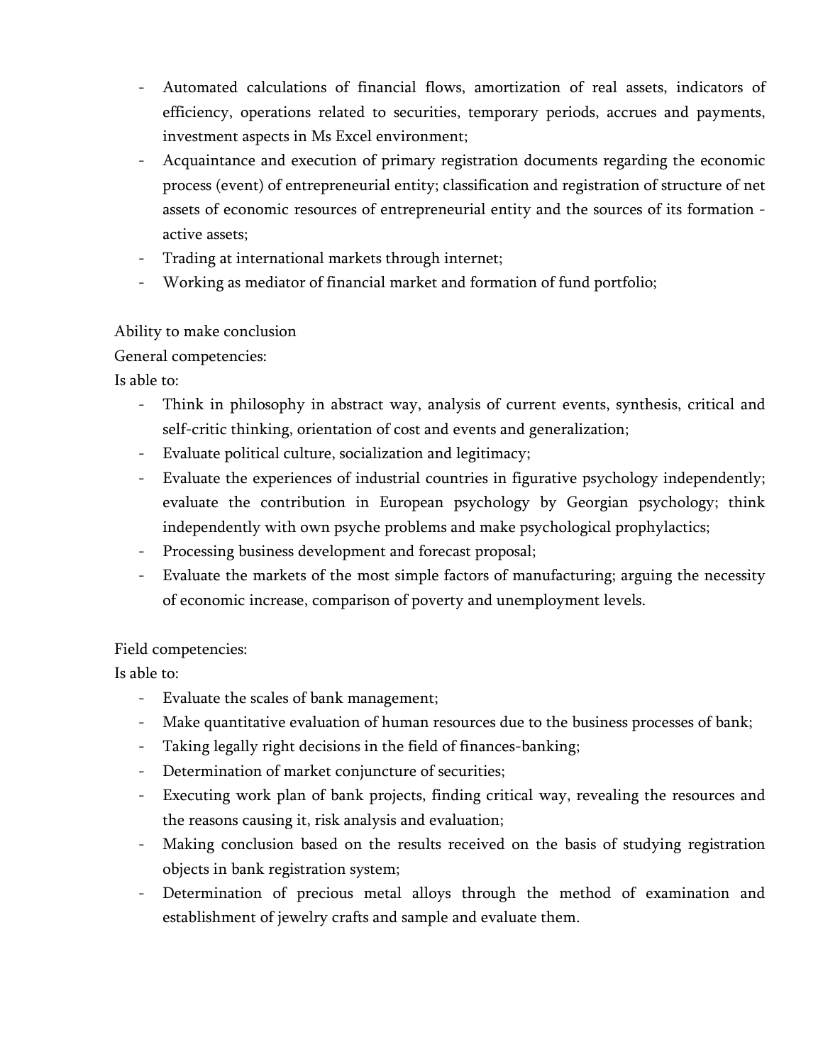- Automated calculations of financial flows, amortization of real assets, indicators of efficiency, operations related to securities, temporary periods, accrues and payments, investment aspects in Ms Excel environment;
- Acquaintance and execution of primary registration documents regarding the economic process (event) of entrepreneurial entity; classification and registration of structure of net assets of economic resources of entrepreneurial entity and the sources of its formation - active assets;
- Trading at international markets through internet;
- Working as mediator of financial market and formation of fund portfolio;

Ability to make conclusion

General competencies:

Is able to:

- Think in philosophy in abstract way, analysis of current events, synthesis, critical and self-critic thinking, orientation of cost and events and generalization;
- Evaluate political culture, socialization and legitimacy;
- Evaluate the experiences of industrial countries in figurative psychology independently; evaluate the contribution in European psychology by Georgian psychology; think independently with own psyche problems and make psychological prophylactics;
- Processing business development and forecast proposal;
- Evaluate the markets of the most simple factors of manufacturing; arguing the necessity of economic increase, comparison of poverty and unemployment levels.

Field competencies:

Is able to:

- Evaluate the scales of bank management;
- Make quantitative evaluation of human resources due to the business processes of bank;
- Taking legally right decisions in the field of finances-banking;
- Determination of market conjuncture of securities;
- Executing work plan of bank projects, finding critical way, revealing the resources and the reasons causing it, risk analysis and evaluation;
- Making conclusion based on the results received on the basis of studying registration objects in bank registration system;
- Determination of precious metal alloys through the method of examination and establishment of jewelry crafts and sample and evaluate them.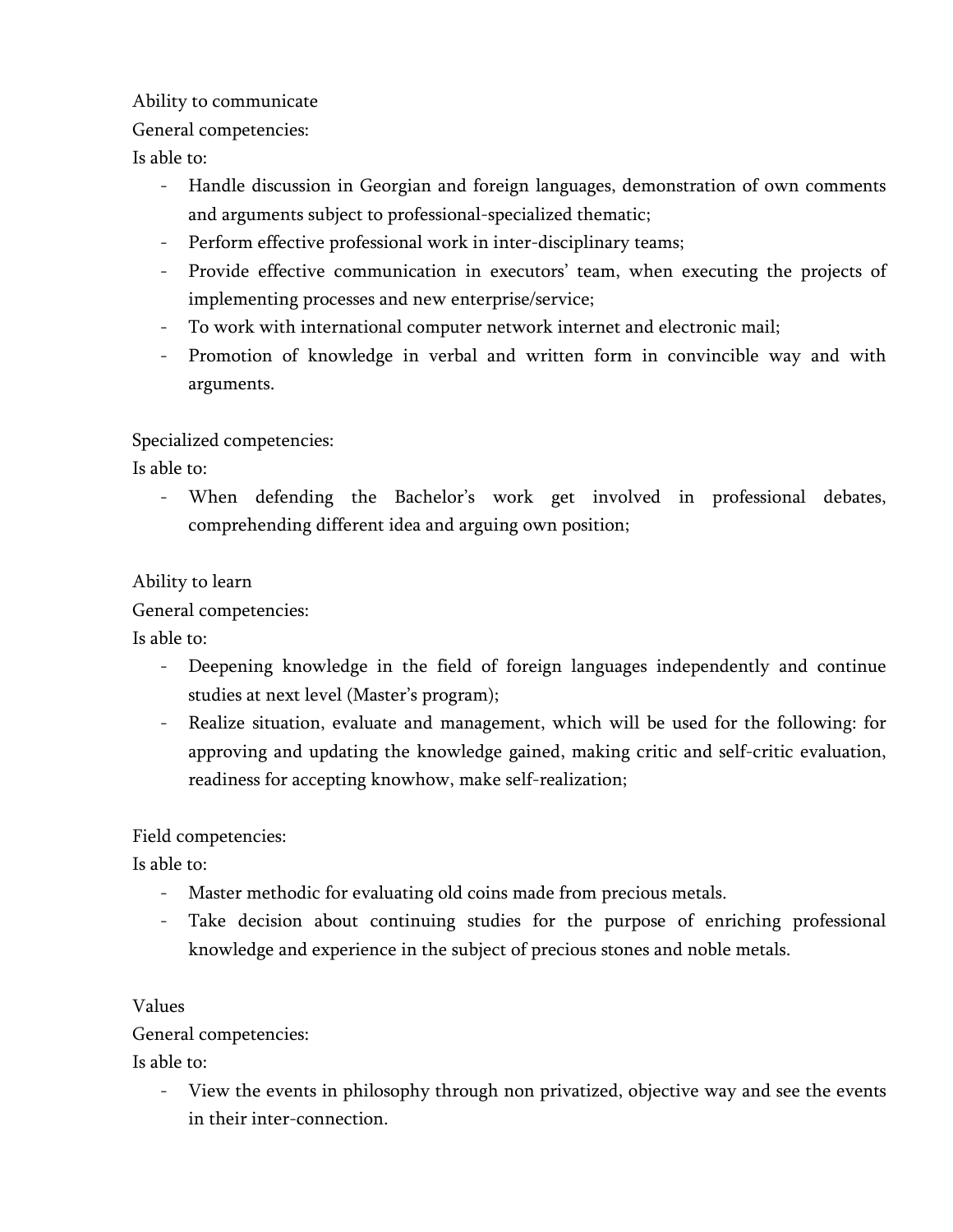Ability to communicate

General competencies:

Is able to:

- Handle discussion in Georgian and foreign languages, demonstration of own comments and arguments subject to professional-specialized thematic;
- Perform effective professional work in inter-disciplinary teams;
- Provide effective communication in executors' team, when executing the projects of implementing processes and new enterprise/service;
- To work with international computer network internet and electronic mail;
- Promotion of knowledge in verbal and written form in convincible way and with arguments.

Specialized competencies:

Is able to:

- When defending the Bachelor's work get involved in professional debates, comprehending different idea and arguing own position;

Ability to learn

General competencies:

Is able to:

- Deepening knowledge in the field of foreign languages independently and continue studies at next level (Master's program);
- Realize situation, evaluate and management, which will be used for the following: for approving and updating the knowledge gained, making critic and self-critic evaluation, readiness for accepting knowhow, make self-realization;

Field competencies:

Is able to:

- Master methodic for evaluating old coins made from precious metals.
- Take decision about continuing studies for the purpose of enriching professional knowledge and experience in the subject of precious stones and noble metals.

Values

General competencies:

Is able to:

- View the events in philosophy through non privatized, objective way and see the events in their inter-connection.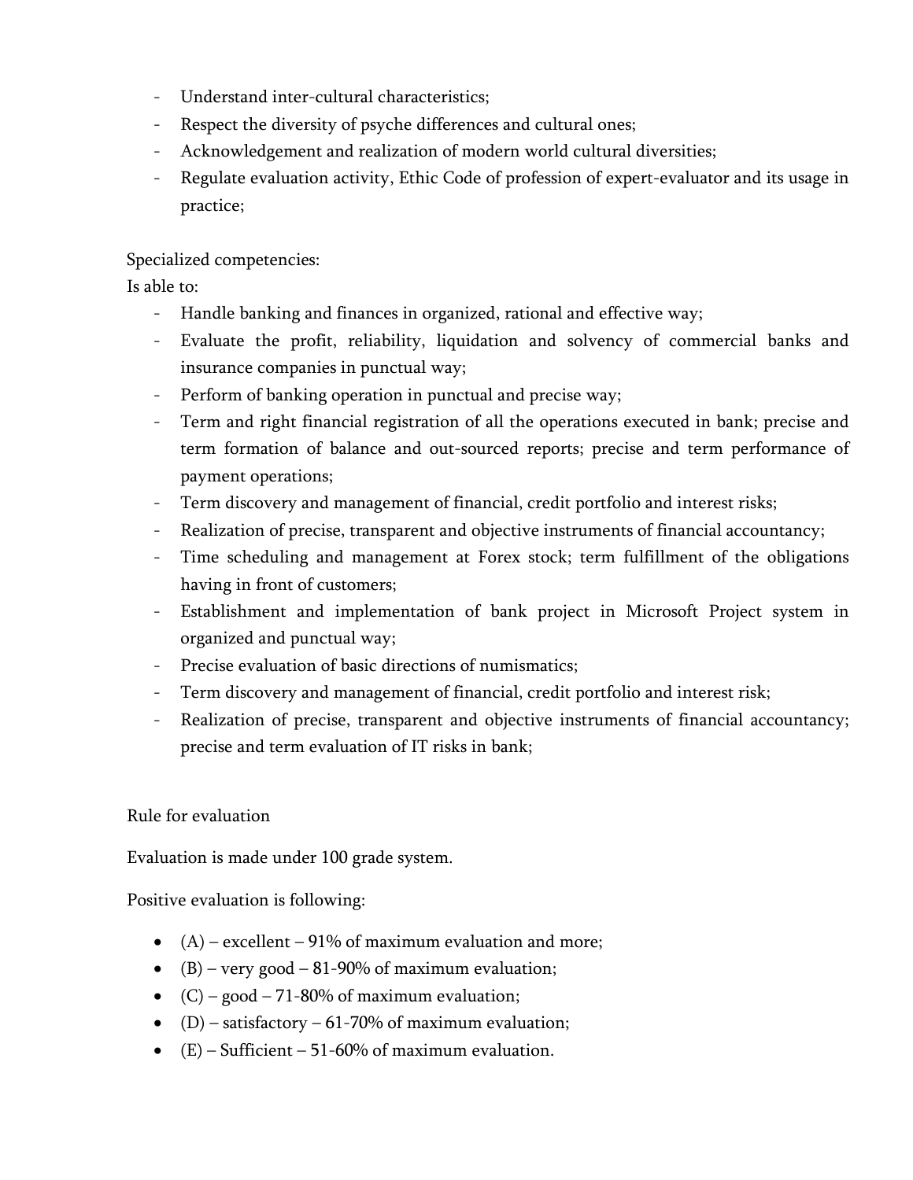- Understand inter-cultural characteristics;
- Respect the diversity of psyche differences and cultural ones;
- Acknowledgement and realization of modern world cultural diversities;
- Regulate evaluation activity, Ethic Code of profession of expert-evaluator and its usage in practice;

Specialized competencies:

Is able to:

- Handle banking and finances in organized, rational and effective way;
- Evaluate the profit, reliability, liquidation and solvency of commercial banks and insurance companies in punctual way;
- Perform of banking operation in punctual and precise way;
- Term and right financial registration of all the operations executed in bank; precise and term formation of balance and out-sourced reports; precise and term performance of payment operations;
- Term discovery and management of financial, credit portfolio and interest risks;
- Realization of precise, transparent and objective instruments of financial accountancy;
- Time scheduling and management at Forex stock; term fulfillment of the obligations having in front of customers;
- Establishment and implementation of bank project in Microsoft Project system in organized and punctual way;
- Precise evaluation of basic directions of numismatics;
- Term discovery and management of financial, credit portfolio and interest risk;
- Realization of precise, transparent and objective instruments of financial accountancy; precise and term evaluation of IT risks in bank;

Rule for evaluation

Evaluation is made under 100 grade system.

Positive evaluation is following:

- (A) – excellent – 91% of maximum evaluation and more;
- (B) – very good – 81-90% of maximum evaluation;
- (C) – good – 71-80% of maximum evaluation;
- (D) – satisfactory – 61-70% of maximum evaluation;
- (E) – Sufficient – 51-60% of maximum evaluation.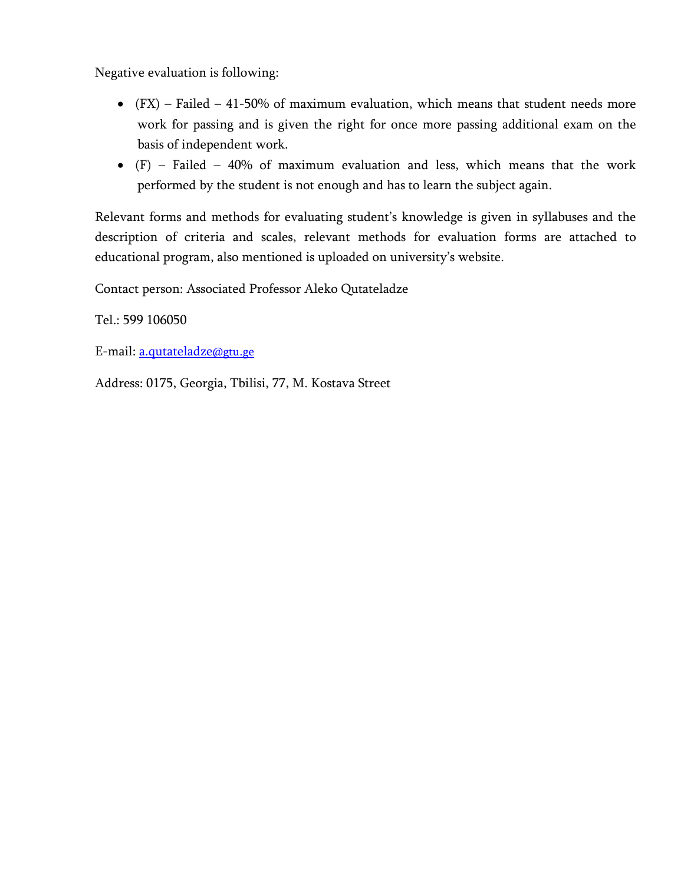Negative evaluation is following:

- (FX) – Failed – 41-50% of maximum evaluation, which means that student needs more work for passing and is given the right for once more passing additional exam on the basis of independent work.
- (F) – Failed – 40% of maximum evaluation and less, which means that the work performed by the student is not enough and has to learn the subject again.

Relevant forms and methods for evaluating student's knowledge is given in syllabuses and the description of criteria and scales, relevant methods for evaluation forms are attached to educational program, also mentioned is uploaded on university's website.

Contact person: Associated Professor Aleko Qutateladze

Tel.: 599 106050

E-mail: a.qutateladze@gtu.ge

Address: 0175, Georgia, Tbilisi, 77, M. Kostava Street